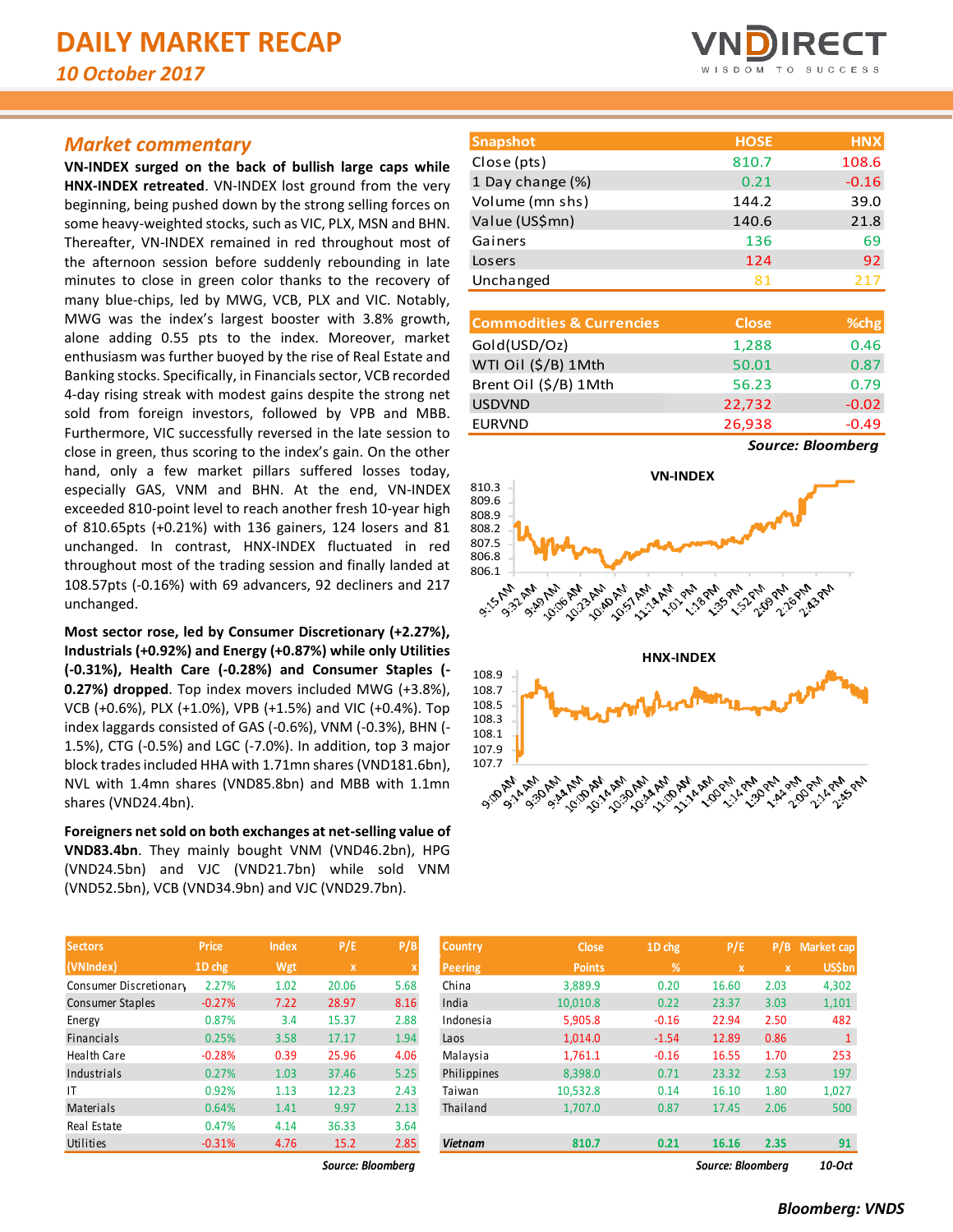# DAILY MARKET RECAP

*10 October 2017*

## *Market commentary*

**VN-INDEX surged on the back of bullish large caps while HNX-INDEX retreated**. VN-INDEX lost ground from the very beginning, being pushed down by the strong selling forces on some heavy-weighted stocks, such as VIC, PLX, MSN and BHN. Thereafter, VN-INDEX remained in red throughout most of the afternoon session before suddenly rebounding in late minutes to close in green color thanks to the recovery of many blue-chips, led by MWG, VCB, PLX and VIC. Notably, MWG was the index's largest booster with 3.8% growth, alone adding 0.55 pts to the index. Moreover, market enthusiasm was further buoyed by the rise of Real Estate and Banking stocks. Specifically, in Financials sector, VCB recorded 4-day rising streak with modest gains despite the strong net sold from foreign investors, followed by VPB and MBB. Furthermore, VIC successfully reversed in the late session to close in green, thus scoring to the index's gain. On the other hand, only a few market pillars suffered losses today, especially GAS, VNM and BHN. At the end, VN-INDEX exceeded 810-point level to reach another fresh 10-year high of 810.65pts (+0.21%) with 136 gainers, 124 losers and 81 unchanged. In contrast, HNX-INDEX fluctuated in red throughout most of the trading session and finally landed at 108.57pts (-0.16%) with 69 advancers, 92 decliners and 217 unchanged.

**Most sector rose, led by Consumer Discretionary (+2.27%), Industrials (+0.92%) and Energy (+0.87%) while only Utilities (-0.31%), Health Care (-0.28%) and Consumer Staples (-0.27%) dropped**. Top index movers included MWG (+3.8%), VCB (+0.6%), PLX (+1.0%), VPB (+1.5%) and VIC (+0.4%). Top index laggards consisted of GAS (-0.6%), VNM (-0.3%), BHN (-1.5%), CTG (-0.5%) and LGC (-7.0%). In addition, top 3 major block trades included HHA with 1.71mn shares (VND181.6bn), NVL with 1.4mn shares (VND85.8bn) and MBB with 1.1mn shares (VND24.4bn).

**Foreigners net sold on both exchanges at net-selling value of VND83.4bn**. They mainly bought VNM (VND46.2bn), HPG (VND24.5bn) and VJC (VND21.7bn) while sold VNM (VND52.5bn), VCB (VND34.9bn) and VJC (VND29.7bn).

| Snapshot | HOSE | HNX |
|---|---|---|
| Close (pts) | 810.7 | 108.6 |
| 1 Day change (%) | 0.21 | -0.16 |
| Volume (mn shs) | 144.2 | 39.0 |
| Value (US$mn) | 140.6 | 21.8 |
| Gainers | 136 | 69 |
| Losers | 124 | 92 |
| Unchanged | 81 | 217 |

| Commodities & Currencies | Close | %chg |
|---|---|---|
| Gold(USD/Oz) | 1,288 | 0.46 |
| WTI Oil ($/B) 1Mth | 50.01 | 0.87 |
| Brent Oil ($/B) 1Mth | 56.23 | 0.79 |
| USDVND | 22,732 | -0.02 |
| EURVND | 26,938 | -0.49 |

*Source: Bloomberg*

| Sectors (VNIndex) | Price 1D chg | Index Wgt | P/E x | P/B x |
|---|---|---|---|---|
| Consumer Discretionary | 2.27% | 1.02 | 20.06 | 5.68 |
| Consumer Staples | -0.27% | 7.22 | 28.97 | 8.16 |
| Energy | 0.87% | 3.4 | 15.37 | 2.88 |
| Financials | 0.25% | 3.58 | 17.17 | 1.94 |
| Health Care | -0.28% | 0.39 | 25.96 | 4.06 |
| Industrials | 0.27% | 1.03 | 37.46 | 5.25 |
| IT | 0.92% | 1.13 | 12.23 | 2.43 |
| Materials | 0.64% | 1.41 | 9.97 | 2.13 |
| Real Estate | 0.47% | 4.14 | 36.33 | 3.64 |
| Utilities | -0.31% | 4.76 | 15.2 | 2.85 |

*Source: Bloomberg*

| Country Peering | Close Points | 1D chg % | P/E x | P/B x | Market cap US$bn |
|---|---|---|---|---|---|
| China | 3,889.9 | 0.20 | 16.60 | 2.03 | 4,302 |
| India | 10,010.8 | 0.22 | 23.37 | 3.03 | 1,101 |
| Indonesia | 5,905.8 | -0.16 | 22.94 | 2.50 | 482 |
| Laos | 1,014.0 | -1.54 | 12.89 | 0.86 | 1 |
| Malaysia | 1,761.1 | -0.16 | 16.55 | 1.70 | 253 |
| Philippines | 8,398.0 | 0.71 | 23.32 | 2.53 | 197 |
| Taiwan | 10,532.8 | 0.14 | 16.10 | 1.80 | 1,027 |
| Thailand | 1,707.0 | 0.87 | 17.45 | 2.06 | 500 |
| *Vietnam* | 810.7 | 0.21 | 16.16 | 2.35 | 91 |

*Source: Bloomberg* *10-Oct*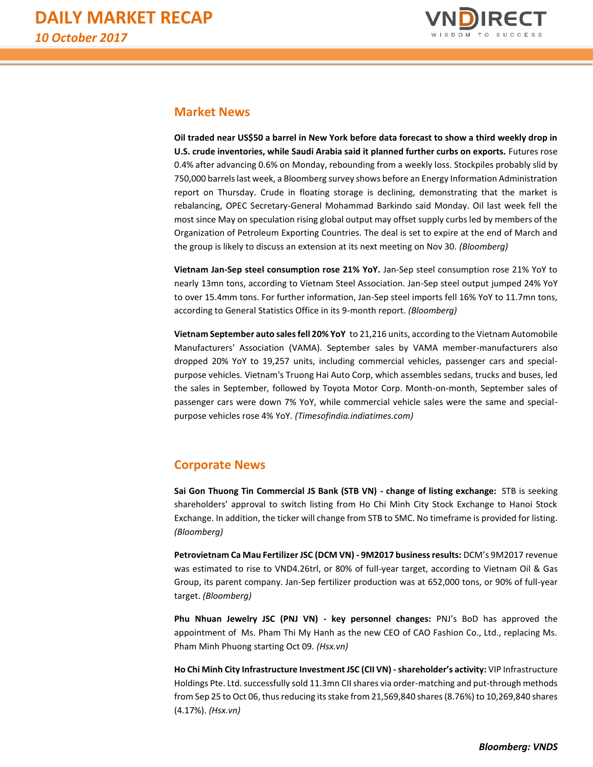## Market News

**Oil traded near US$50 a barrel in New York before data forecast to show a third weekly drop in U.S. crude inventories, while Saudi Arabia said it planned further curbs on exports.** Futures rose 0.4% after advancing 0.6% on Monday, rebounding from a weekly loss. Stockpiles probably slid by 750,000 barrels last week, a Bloomberg survey shows before an Energy Information Administration report on Thursday. Crude in floating storage is declining, demonstrating that the market is rebalancing, OPEC Secretary-General Mohammad Barkindo said Monday. Oil last week fell the most since May on speculation rising global output may offset supply curbs led by members of the Organization of Petroleum Exporting Countries. The deal is set to expire at the end of March and the group is likely to discuss an extension at its next meeting on Nov 30. *(Bloomberg)*

**Vietnam Jan-Sep steel consumption rose 21% YoY.** Jan-Sep steel consumption rose 21% YoY to nearly 13mn tons, according to Vietnam Steel Association. Jan-Sep steel output jumped 24% YoY to over 15.4mm tons. For further information, Jan-Sep steel imports fell 16% YoY to 11.7mn tons, according to General Statistics Office in its 9-month report. *(Bloomberg)*

**Vietnam September auto sales fell 20% YoY** to 21,216 units, according to the Vietnam Automobile Manufacturers' Association (VAMA). September sales by VAMA member-manufacturers also dropped 20% YoY to 19,257 units, including commercial vehicles, passenger cars and special-purpose vehicles. Vietnam's Truong Hai Auto Corp, which assembles sedans, trucks and buses, led the sales in September, followed by Toyota Motor Corp. Month-on-month, September sales of passenger cars were down 7% YoY, while commercial vehicle sales were the same and special-purpose vehicles rose 4% YoY. *(Timesofindia.indiatimes.com)*

## Corporate News

**Sai Gon Thuong Tin Commercial JS Bank (STB VN) - change of listing exchange:** STB is seeking shareholders' approval to switch listing from Ho Chi Minh City Stock Exchange to Hanoi Stock Exchange. In addition, the ticker will change from STB to SMC. No timeframe is provided for listing. *(Bloomberg)*

**Petrovietnam Ca Mau Fertilizer JSC (DCM VN) - 9M2017 business results:** DCM's 9M2017 revenue was estimated to rise to VND4.26trl, or 80% of full-year target, according to Vietnam Oil & Gas Group, its parent company. Jan-Sep fertilizer production was at 652,000 tons, or 90% of full-year target. *(Bloomberg)*

**Phu Nhuan Jewelry JSC (PNJ VN) - key personnel changes:** PNJ's BoD has approved the appointment of Ms. Pham Thi My Hanh as the new CEO of CAO Fashion Co., Ltd., replacing Ms. Pham Minh Phuong starting Oct 09. *(Hsx.vn)*

**Ho Chi Minh City Infrastructure Investment JSC (CII VN) - shareholder's activity:** VIP Infrastructure Holdings Pte. Ltd. successfully sold 11.3mn CII shares via order-matching and put-through methods from Sep 25 to Oct 06, thus reducing its stake from 21,569,840 shares (8.76%) to 10,269,840 shares (4.17%). *(Hsx.vn)*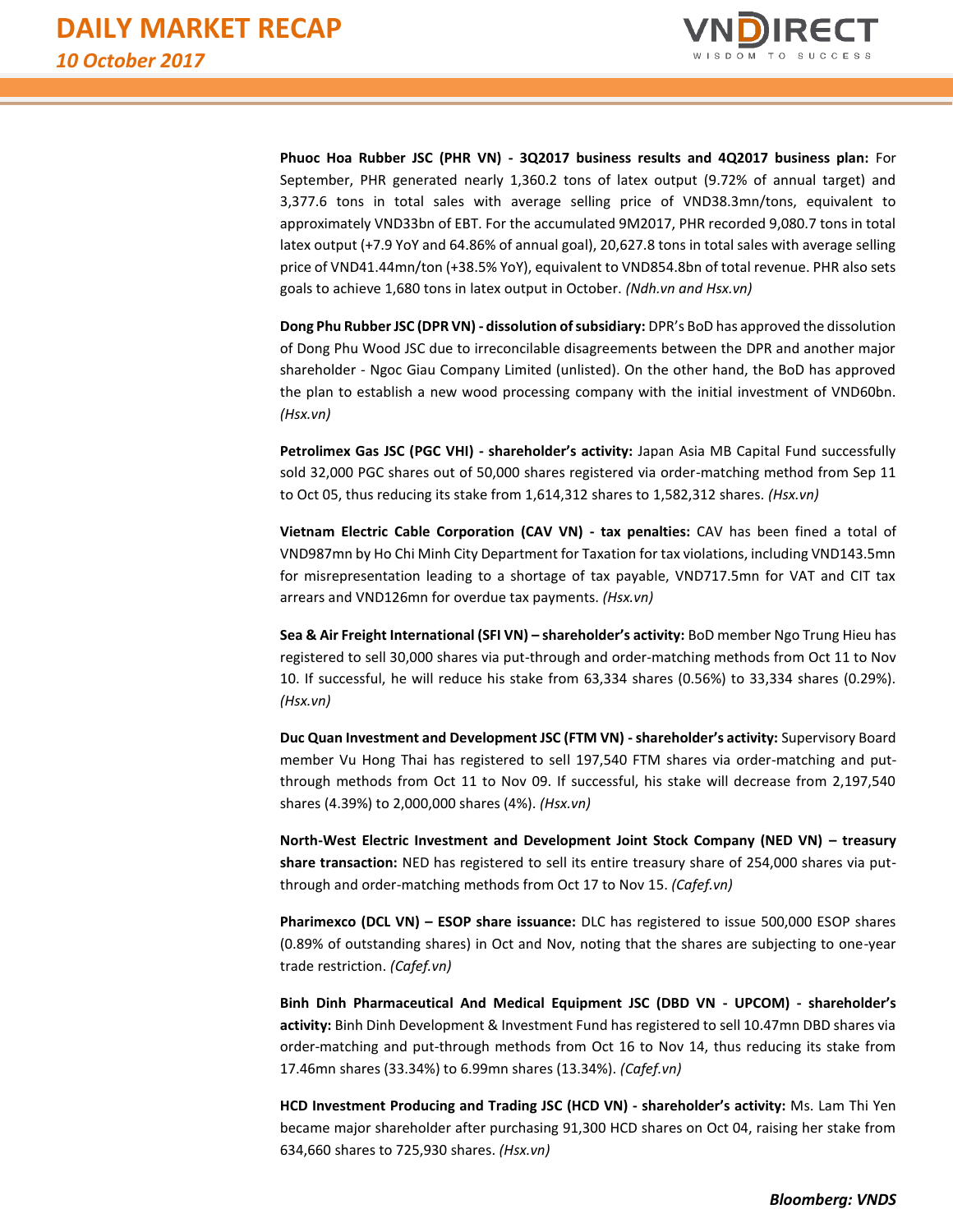**Phuoc Hoa Rubber JSC (PHR VN) - 3Q2017 business results and 4Q2017 business plan:** For September, PHR generated nearly 1,360.2 tons of latex output (9.72% of annual target) and 3,377.6 tons in total sales with average selling price of VND38.3mn/tons, equivalent to approximately VND33bn of EBT. For the accumulated 9M2017, PHR recorded 9,080.7 tons in total latex output (+7.9 YoY and 64.86% of annual goal), 20,627.8 tons in total sales with average selling price of VND41.44mn/ton (+38.5% YoY), equivalent to VND854.8bn of total revenue. PHR also sets goals to achieve 1,680 tons in latex output in October. *(Ndh.vn and Hsx.vn)*

**Dong Phu Rubber JSC (DPR VN) - dissolution of subsidiary:** DPR's BoD has approved the dissolution of Dong Phu Wood JSC due to irreconcilable disagreements between the DPR and another major shareholder - Ngoc Giau Company Limited (unlisted). On the other hand, the BoD has approved the plan to establish a new wood processing company with the initial investment of VND60bn. *(Hsx.vn)*

**Petrolimex Gas JSC (PGC VHI) - shareholder's activity:** Japan Asia MB Capital Fund successfully sold 32,000 PGC shares out of 50,000 shares registered via order-matching method from Sep 11 to Oct 05, thus reducing its stake from 1,614,312 shares to 1,582,312 shares. *(Hsx.vn)*

**Vietnam Electric Cable Corporation (CAV VN) - tax penalties:** CAV has been fined a total of VND987mn by Ho Chi Minh City Department for Taxation for tax violations, including VND143.5mn for misrepresentation leading to a shortage of tax payable, VND717.5mn for VAT and CIT tax arrears and VND126mn for overdue tax payments. *(Hsx.vn)*

**Sea & Air Freight International (SFI VN) – shareholder's activity:** BoD member Ngo Trung Hieu has registered to sell 30,000 shares via put-through and order-matching methods from Oct 11 to Nov 10. If successful, he will reduce his stake from 63,334 shares (0.56%) to 33,334 shares (0.29%). *(Hsx.vn)*

**Duc Quan Investment and Development JSC (FTM VN) - shareholder's activity:** Supervisory Board member Vu Hong Thai has registered to sell 197,540 FTM shares via order-matching and put-through methods from Oct 11 to Nov 09. If successful, his stake will decrease from 2,197,540 shares (4.39%) to 2,000,000 shares (4%). *(Hsx.vn)*

**North-West Electric Investment and Development Joint Stock Company (NED VN) – treasury share transaction:** NED has registered to sell its entire treasury share of 254,000 shares via put-through and order-matching methods from Oct 17 to Nov 15. *(Cafef.vn)*

**Pharimexco (DCL VN) – ESOP share issuance:** DLC has registered to issue 500,000 ESOP shares (0.89% of outstanding shares) in Oct and Nov, noting that the shares are subjecting to one-year trade restriction. *(Cafef.vn)*

**Binh Dinh Pharmaceutical And Medical Equipment JSC (DBD VN - UPCOM) - shareholder's activity:** Binh Dinh Development & Investment Fund has registered to sell 10.47mn DBD shares via order-matching and put-through methods from Oct 16 to Nov 14, thus reducing its stake from 17.46mn shares (33.34%) to 6.99mn shares (13.34%). *(Cafef.vn)*

**HCD Investment Producing and Trading JSC (HCD VN) - shareholder's activity:** Ms. Lam Thi Yen became major shareholder after purchasing 91,300 HCD shares on Oct 04, raising her stake from 634,660 shares to 725,930 shares. *(Hsx.vn)*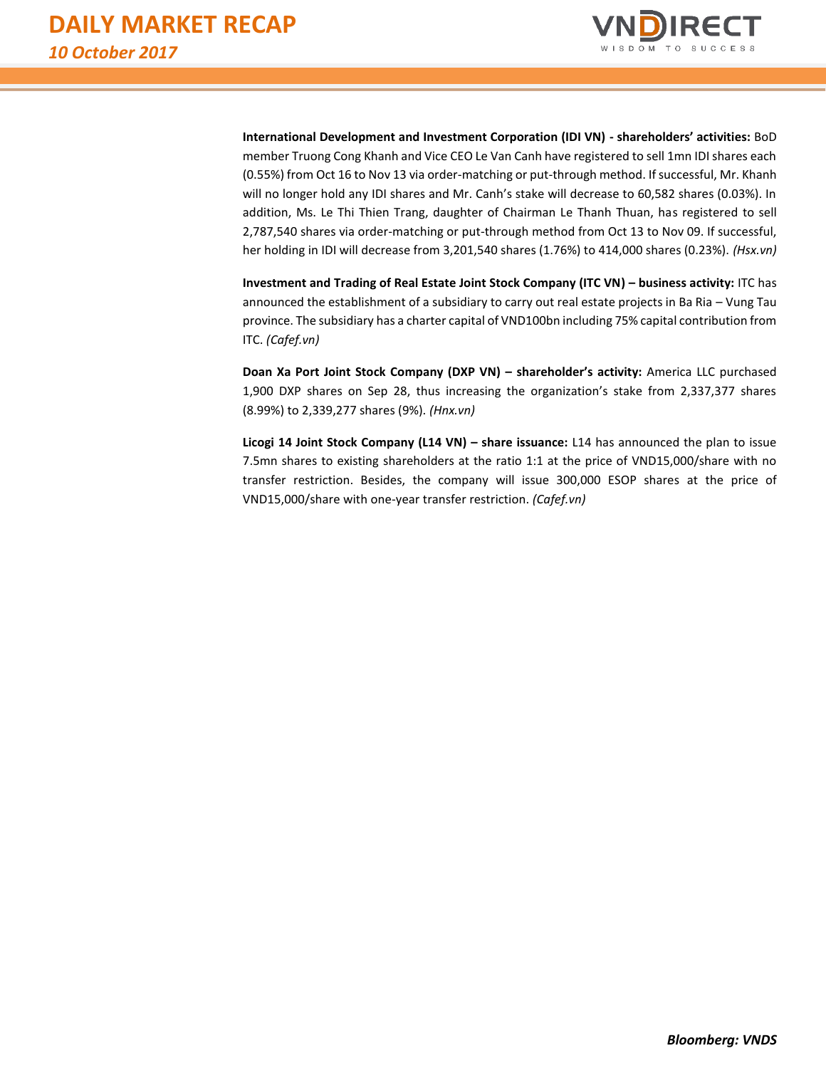**International Development and Investment Corporation (IDI VN) - shareholders' activities:** BoD member Truong Cong Khanh and Vice CEO Le Van Canh have registered to sell 1mn IDI shares each (0.55%) from Oct 16 to Nov 13 via order-matching or put-through method. If successful, Mr. Khanh will no longer hold any IDI shares and Mr. Canh's stake will decrease to 60,582 shares (0.03%). In addition, Ms. Le Thi Thien Trang, daughter of Chairman Le Thanh Thuan, has registered to sell 2,787,540 shares via order-matching or put-through method from Oct 13 to Nov 09. If successful, her holding in IDI will decrease from 3,201,540 shares (1.76%) to 414,000 shares (0.23%). *(Hsx.vn)*

**Investment and Trading of Real Estate Joint Stock Company (ITC VN) – business activity:** ITC has announced the establishment of a subsidiary to carry out real estate projects in Ba Ria – Vung Tau province. The subsidiary has a charter capital of VND100bn including 75% capital contribution from ITC. *(Cafef.vn)*

**Doan Xa Port Joint Stock Company (DXP VN) – shareholder's activity:** America LLC purchased 1,900 DXP shares on Sep 28, thus increasing the organization's stake from 2,337,377 shares (8.99%) to 2,339,277 shares (9%). *(Hnx.vn)*

**Licogi 14 Joint Stock Company (L14 VN) – share issuance:** L14 has announced the plan to issue 7.5mn shares to existing shareholders at the ratio 1:1 at the price of VND15,000/share with no transfer restriction. Besides, the company will issue 300,000 ESOP shares at the price of VND15,000/share with one-year transfer restriction. *(Cafef.vn)*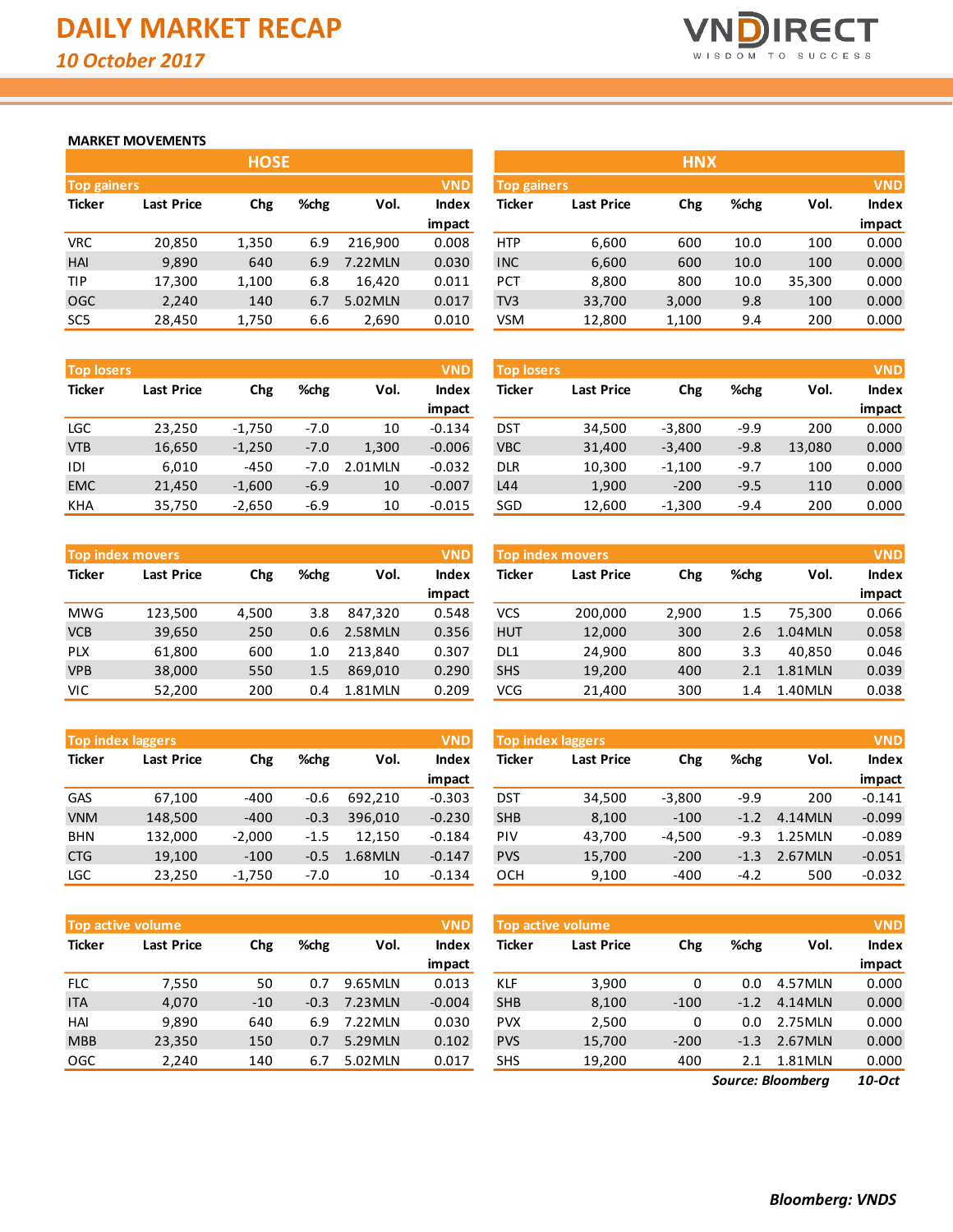# DAILY MARKET RECAP

*10 October 2017*

## MARKET MOVEMENTS

### HOSE

**Top gainers** (VND)

| Ticker | Last Price | Chg | %chg | Vol. | Index impact |
|---|---|---|---|---|---|
| VRC | 20,850 | 1,350 | 6.9 | 216,900 | 0.008 |
| HAI | 9,890 | 640 | 6.9 | 7.22MLN | 0.030 |
| TIP | 17,300 | 1,100 | 6.8 | 16,420 | 0.011 |
| OGC | 2,240 | 140 | 6.7 | 5.02MLN | 0.017 |
| SC5 | 28,450 | 1,750 | 6.6 | 2,690 | 0.010 |

**Top losers** (VND)

| Ticker | Last Price | Chg | %chg | Vol. | Index impact |
|---|---|---|---|---|---|
| LGC | 23,250 | -1,750 | -7.0 | 10 | -0.134 |
| VTB | 16,650 | -1,250 | -7.0 | 1,300 | -0.006 |
| IDI | 6,010 | -450 | -7.0 | 2.01MLN | -0.032 |
| EMC | 21,450 | -1,600 | -6.9 | 10 | -0.007 |
| KHA | 35,750 | -2,650 | -6.9 | 10 | -0.015 |

**Top index movers** (VND)

| Ticker | Last Price | Chg | %chg | Vol. | Index impact |
|---|---|---|---|---|---|
| MWG | 123,500 | 4,500 | 3.8 | 847,320 | 0.548 |
| VCB | 39,650 | 250 | 0.6 | 2.58MLN | 0.356 |
| PLX | 61,800 | 600 | 1.0 | 213,840 | 0.307 |
| VPB | 38,000 | 550 | 1.5 | 869,010 | 0.290 |
| VIC | 52,200 | 200 | 0.4 | 1.81MLN | 0.209 |

**Top index laggers** (VND)

| Ticker | Last Price | Chg | %chg | Vol. | Index impact |
|---|---|---|---|---|---|
| GAS | 67,100 | -400 | -0.6 | 692,210 | -0.303 |
| VNM | 148,500 | -400 | -0.3 | 396,010 | -0.230 |
| BHN | 132,000 | -2,000 | -1.5 | 12,150 | -0.184 |
| CTG | 19,100 | -100 | -0.5 | 1.68MLN | -0.147 |
| LGC | 23,250 | -1,750 | -7.0 | 10 | -0.134 |

**Top active volume** (VND)

| Ticker | Last Price | Chg | %chg | Vol. | Index impact |
|---|---|---|---|---|---|
| FLC | 7,550 | 50 | 0.7 | 9.65MLN | 0.013 |
| ITA | 4,070 | -10 | -0.3 | 7.23MLN | -0.004 |
| HAI | 9,890 | 640 | 6.9 | 7.22MLN | 0.030 |
| MBB | 23,350 | 150 | 0.7 | 5.29MLN | 0.102 |
| OGC | 2,240 | 140 | 6.7 | 5.02MLN | 0.017 |

### HNX

**Top gainers** (VND)

| Ticker | Last Price | Chg | %chg | Vol. | Index impact |
|---|---|---|---|---|---|
| HTP | 6,600 | 600 | 10.0 | 100 | 0.000 |
| INC | 6,600 | 600 | 10.0 | 100 | 0.000 |
| PCT | 8,800 | 800 | 10.0 | 35,300 | 0.000 |
| TV3 | 33,700 | 3,000 | 9.8 | 100 | 0.000 |
| VSM | 12,800 | 1,100 | 9.4 | 200 | 0.000 |

**Top losers** (VND)

| Ticker | Last Price | Chg | %chg | Vol. | Index impact |
|---|---|---|---|---|---|
| DST | 34,500 | -3,800 | -9.9 | 200 | 0.000 |
| VBC | 31,400 | -3,400 | -9.8 | 13,080 | 0.000 |
| DLR | 10,300 | -1,100 | -9.7 | 100 | 0.000 |
| L44 | 1,900 | -200 | -9.5 | 110 | 0.000 |
| SGD | 12,600 | -1,300 | -9.4 | 200 | 0.000 |

**Top index movers** (VND)

| Ticker | Last Price | Chg | %chg | Vol. | Index impact |
|---|---|---|---|---|---|
| VCS | 200,000 | 2,900 | 1.5 | 75,300 | 0.066 |
| HUT | 12,000 | 300 | 2.6 | 1.04MLN | 0.058 |
| DL1 | 24,900 | 800 | 3.3 | 40,850 | 0.046 |
| SHS | 19,200 | 400 | 2.1 | 1.81MLN | 0.039 |
| VCG | 21,400 | 300 | 1.4 | 1.40MLN | 0.038 |

**Top index laggers** (VND)

| Ticker | Last Price | Chg | %chg | Vol. | Index impact |
|---|---|---|---|---|---|
| DST | 34,500 | -3,800 | -9.9 | 200 | -0.141 |
| SHB | 8,100 | -100 | -1.2 | 4.14MLN | -0.099 |
| PIV | 43,700 | -4,500 | -9.3 | 1.25MLN | -0.089 |
| PVS | 15,700 | -200 | -1.3 | 2.67MLN | -0.051 |
| OCH | 9,100 | -400 | -4.2 | 500 | -0.032 |

**Top active volume** (VND)

| Ticker | Last Price | Chg | %chg | Vol. | Index impact |
|---|---|---|---|---|---|
| KLF | 3,900 | 0 | 0.0 | 4.57MLN | 0.000 |
| SHB | 8,100 | -100 | -1.2 | 4.14MLN | 0.000 |
| PVX | 2,500 | 0 | 0.0 | 2.75MLN | 0.000 |
| PVS | 15,700 | -200 | -1.3 | 2.67MLN | 0.000 |
| SHS | 19,200 | 400 | 2.1 | 1.81MLN | 0.000 |

*Source: Bloomberg* *10-Oct*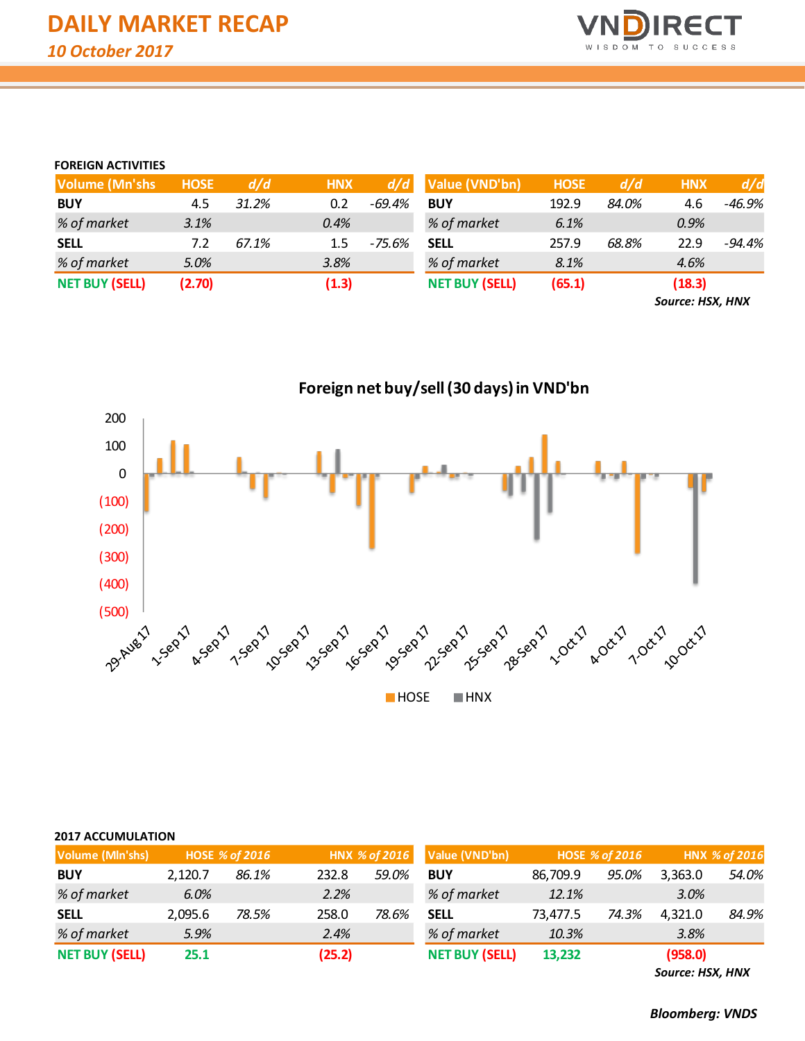# DAILY MARKET RECAP

*10 October 2017*

**FOREIGN ACTIVITIES**

| Volume (Mn'shs) | HOSE | d/d | HNX | d/d |
|---|---|---|---|---|
| **BUY** | 4.5 | *31.2%* | 0.2 | *-69.4%* |
| *% of market* | *3.1%* | | *0.4%* | |
| **SELL** | 7.2 | *67.1%* | 1.5 | *-75.6%* |
| *% of market* | *5.0%* | | *3.8%* | |
| **NET BUY (SELL)** | **(2.70)** | | **(1.3)** | |

| Value (VND'bn) | HOSE | d/d | HNX | d/d |
|---|---|---|---|---|
| **BUY** | 192.9 | *84.0%* | 4.6 | *-46.9%* |
| *% of market* | *6.1%* | | *0.9%* | |
| **SELL** | 257.9 | *68.8%* | 22.9 | *-94.4%* |
| *% of market* | *8.1%* | | *4.6%* | |
| **NET BUY (SELL)** | **(65.1)** | | **(18.3)** | |

***Source: HSX, HNX***

**Foreign net buy/sell (30 days) in VND'bn**

**2017 ACCUMULATION**

| Volume (Mln'shs) | HOSE | *% of 2016* | HNX | *% of 2016* |
|---|---|---|---|---|
| **BUY** | 2,120.7 | *86.1%* | 232.8 | *59.0%* |
| *% of market* | *6.0%* | | *2.2%* | |
| **SELL** | 2,095.6 | *78.5%* | 258.0 | *78.6%* |
| *% of market* | *5.9%* | | *2.4%* | |
| **NET BUY (SELL)** | **25.1** | | **(25.2)** | |

| Value (VND'bn) | HOSE | *% of 2016* | HNX | *% of 2016* |
|---|---|---|---|---|
| **BUY** | 86,709.9 | *95.0%* | 3,363.0 | *54.0%* |
| *% of market* | *12.1%* | | *3.0%* | |
| **SELL** | 73,477.5 | *74.3%* | 4,321.0 | *84.9%* |
| *% of market* | *10.3%* | | *3.8%* | |
| **NET BUY (SELL)** | **13,232** | | **(958.0)** | |

***Source: HSX, HNX***

***Bloomberg: VNDS***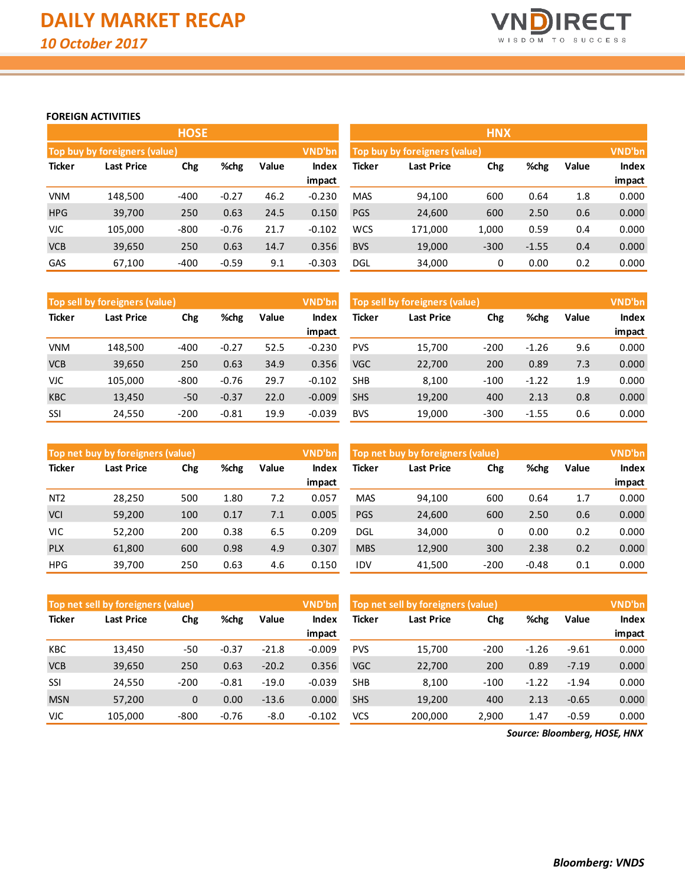# DAILY MARKET RECAP

*10 October 2017*

**FOREIGN ACTIVITIES**

## HOSE

**Top buy by foreigners (value)** — VND'bn

| Ticker | Last Price | Chg | %chg | Value | Index impact |
|---|---|---|---|---|---|
| VNM | 148,500 | -400 | -0.27 | 46.2 | -0.230 |
| HPG | 39,700 | 250 | 0.63 | 24.5 | 0.150 |
| VJC | 105,000 | -800 | -0.76 | 21.7 | -0.102 |
| VCB | 39,650 | 250 | 0.63 | 14.7 | 0.356 |
| GAS | 67,100 | -400 | -0.59 | 9.1 | -0.303 |

**Top sell by foreigners (value)** — VND'bn

| Ticker | Last Price | Chg | %chg | Value | Index impact |
|---|---|---|---|---|---|
| VNM | 148,500 | -400 | -0.27 | 52.5 | -0.230 |
| VCB | 39,650 | 250 | 0.63 | 34.9 | 0.356 |
| VJC | 105,000 | -800 | -0.76 | 29.7 | -0.102 |
| KBC | 13,450 | -50 | -0.37 | 22.0 | -0.009 |
| SSI | 24,550 | -200 | -0.81 | 19.9 | -0.039 |

**Top net buy by foreigners (value)** — VND'bn

| Ticker | Last Price | Chg | %chg | Value | Index impact |
|---|---|---|---|---|---|
| NT2 | 28,250 | 500 | 1.80 | 7.2 | 0.057 |
| VCI | 59,200 | 100 | 0.17 | 7.1 | 0.005 |
| VIC | 52,200 | 200 | 0.38 | 6.5 | 0.209 |
| PLX | 61,800 | 600 | 0.98 | 4.9 | 0.307 |
| HPG | 39,700 | 250 | 0.63 | 4.6 | 0.150 |

**Top net sell by foreigners (value)** — VND'bn

| Ticker | Last Price | Chg | %chg | Value | Index impact |
|---|---|---|---|---|---|
| KBC | 13,450 | -50 | -0.37 | -21.8 | -0.009 |
| VCB | 39,650 | 250 | 0.63 | -20.2 | 0.356 |
| SSI | 24,550 | -200 | -0.81 | -19.0 | -0.039 |
| MSN | 57,200 | 0 | 0.00 | -13.6 | 0.000 |
| VJC | 105,000 | -800 | -0.76 | -8.0 | -0.102 |

## HNX

**Top buy by foreigners (value)** — VND'bn

| Ticker | Last Price | Chg | %chg | Value | Index impact |
|---|---|---|---|---|---|
| MAS | 94,100 | 600 | 0.64 | 1.8 | 0.000 |
| PGS | 24,600 | 600 | 2.50 | 0.6 | 0.000 |
| WCS | 171,000 | 1,000 | 0.59 | 0.4 | 0.000 |
| BVS | 19,000 | -300 | -1.55 | 0.4 | 0.000 |
| DGL | 34,000 | 0 | 0.00 | 0.2 | 0.000 |

**Top sell by foreigners (value)** — VND'bn

| Ticker | Last Price | Chg | %chg | Value | Index impact |
|---|---|---|---|---|---|
| PVS | 15,700 | -200 | -1.26 | 9.6 | 0.000 |
| VGC | 22,700 | 200 | 0.89 | 7.3 | 0.000 |
| SHB | 8,100 | -100 | -1.22 | 1.9 | 0.000 |
| SHS | 19,200 | 400 | 2.13 | 0.8 | 0.000 |
| BVS | 19,000 | -300 | -1.55 | 0.6 | 0.000 |

**Top net buy by foreigners (value)** — VND'bn

| Ticker | Last Price | Chg | %chg | Value | Index impact |
|---|---|---|---|---|---|
| MAS | 94,100 | 600 | 0.64 | 1.7 | 0.000 |
| PGS | 24,600 | 600 | 2.50 | 0.6 | 0.000 |
| DGL | 34,000 | 0 | 0.00 | 0.2 | 0.000 |
| MBS | 12,900 | 300 | 2.38 | 0.2 | 0.000 |
| IDV | 41,500 | -200 | -0.48 | 0.1 | 0.000 |

**Top net sell by foreigners (value)** — VND'bn

| Ticker | Last Price | Chg | %chg | Value | Index impact |
|---|---|---|---|---|---|
| PVS | 15,700 | -200 | -1.26 | -9.61 | 0.000 |
| VGC | 22,700 | 200 | 0.89 | -7.19 | 0.000 |
| SHB | 8,100 | -100 | -1.22 | -1.94 | 0.000 |
| SHS | 19,200 | 400 | 2.13 | -0.65 | 0.000 |
| VCS | 200,000 | 2,900 | 1.47 | -0.59 | 0.000 |

*Source: Bloomberg, HOSE, HNX*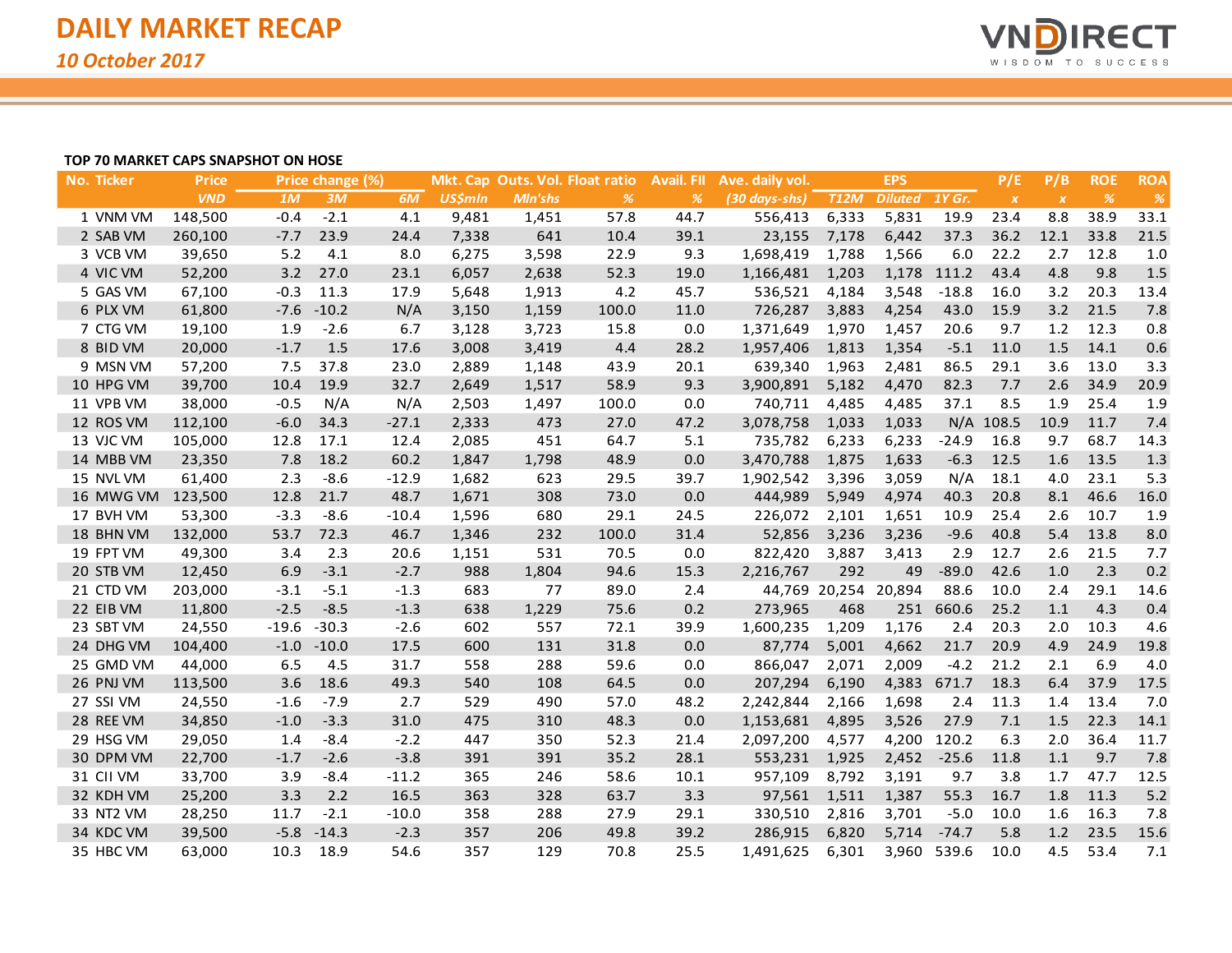# DAILY MARKET RECAP

*10 October 2017*

**TOP 70 MARKET CAPS SNAPSHOT ON HOSE**

| No. | Ticker | Price | Price change (%) | | | Mkt. Cap | Outs. Vol. | Float ratio | Avail. FII | Ave. daily vol. | EPS | | | P/E | P/B | ROE | ROA |
|---|---|---|---|---|---|---|---|---|---|---|---|---|---|---|---|---|---|
| | | VND | 1M | 3M | 6M | US$mln | Mln'shs | % | % | (30 days-shs) | T12M | Diluted | 1Y Gr. | x | x | % | % |
| 1 | VNM VM | 148,500 | -0.4 | -2.1 | 4.1 | 9,481 | 1,451 | 57.8 | 44.7 | 556,413 | 6,333 | 5,831 | 19.9 | 23.4 | 8.8 | 38.9 | 33.1 |
| 2 | SAB VM | 260,100 | -7.7 | 23.9 | 24.4 | 7,338 | 641 | 10.4 | 39.1 | 23,155 | 7,178 | 6,442 | 37.3 | 36.2 | 12.1 | 33.8 | 21.5 |
| 3 | VCB VM | 39,650 | 5.2 | 4.1 | 8.0 | 6,275 | 3,598 | 22.9 | 9.3 | 1,698,419 | 1,788 | 1,566 | 6.0 | 22.2 | 2.7 | 12.8 | 1.0 |
| 4 | VIC VM | 52,200 | 3.2 | 27.0 | 23.1 | 6,057 | 2,638 | 52.3 | 19.0 | 1,166,481 | 1,203 | 1,178 | 111.2 | 43.4 | 4.8 | 9.8 | 1.5 |
| 5 | GAS VM | 67,100 | -0.3 | 11.3 | 17.9 | 5,648 | 1,913 | 4.2 | 45.7 | 536,521 | 4,184 | 3,548 | -18.8 | 16.0 | 3.2 | 20.3 | 13.4 |
| 6 | PLX VM | 61,800 | -7.6 | -10.2 | N/A | 3,150 | 1,159 | 100.0 | 11.0 | 726,287 | 3,883 | 4,254 | 43.0 | 15.9 | 3.2 | 21.5 | 7.8 |
| 7 | CTG VM | 19,100 | 1.9 | -2.6 | 6.7 | 3,128 | 3,723 | 15.8 | 0.0 | 1,371,649 | 1,970 | 1,457 | 20.6 | 9.7 | 1.2 | 12.3 | 0.8 |
| 8 | BID VM | 20,000 | -1.7 | 1.5 | 17.6 | 3,008 | 3,419 | 4.4 | 28.2 | 1,957,406 | 1,813 | 1,354 | -5.1 | 11.0 | 1.5 | 14.1 | 0.6 |
| 9 | MSN VM | 57,200 | 7.5 | 37.8 | 23.0 | 2,889 | 1,148 | 43.9 | 20.1 | 639,340 | 1,963 | 2,481 | 86.5 | 29.1 | 3.6 | 13.0 | 3.3 |
| 10 | HPG VM | 39,700 | 10.4 | 19.9 | 32.7 | 2,649 | 1,517 | 58.9 | 9.3 | 3,900,891 | 5,182 | 4,470 | 82.3 | 7.7 | 2.6 | 34.9 | 20.9 |
| 11 | VPB VM | 38,000 | -0.5 | N/A | N/A | 2,503 | 1,497 | 100.0 | 0.0 | 740,711 | 4,485 | 4,485 | 37.1 | 8.5 | 1.9 | 25.4 | 1.9 |
| 12 | ROS VM | 112,100 | -6.0 | 34.3 | -27.1 | 2,333 | 473 | 27.0 | 47.2 | 3,078,758 | 1,033 | 1,033 | N/A | 108.5 | 10.9 | 11.7 | 7.4 |
| 13 | VJC VM | 105,000 | 12.8 | 17.1 | 12.4 | 2,085 | 451 | 64.7 | 5.1 | 735,782 | 6,233 | 6,233 | -24.9 | 16.8 | 9.7 | 68.7 | 14.3 |
| 14 | MBB VM | 23,350 | 7.8 | 18.2 | 60.2 | 1,847 | 1,798 | 48.9 | 0.0 | 3,470,788 | 1,875 | 1,633 | -6.3 | 12.5 | 1.6 | 13.5 | 1.3 |
| 15 | NVL VM | 61,400 | 2.3 | -8.6 | -12.9 | 1,682 | 623 | 29.5 | 39.7 | 1,902,542 | 3,396 | 3,059 | N/A | 18.1 | 4.0 | 23.1 | 5.3 |
| 16 | MWG VM | 123,500 | 12.8 | 21.7 | 48.7 | 1,671 | 308 | 73.0 | 0.0 | 444,989 | 5,949 | 4,974 | 40.3 | 20.8 | 8.1 | 46.6 | 16.0 |
| 17 | BVH VM | 53,300 | -3.3 | -8.6 | -10.4 | 1,596 | 680 | 29.1 | 24.5 | 226,072 | 2,101 | 1,651 | 10.9 | 25.4 | 2.6 | 10.7 | 1.9 |
| 18 | BHN VM | 132,000 | 53.7 | 72.3 | 46.7 | 1,346 | 232 | 100.0 | 31.4 | 52,856 | 3,236 | 3,236 | -9.6 | 40.8 | 5.4 | 13.8 | 8.0 |
| 19 | FPT VM | 49,300 | 3.4 | 2.3 | 20.6 | 1,151 | 531 | 70.5 | 0.0 | 822,420 | 3,887 | 3,413 | 2.9 | 12.7 | 2.6 | 21.5 | 7.7 |
| 20 | STB VM | 12,450 | 6.9 | -3.1 | -2.7 | 988 | 1,804 | 94.6 | 15.3 | 2,216,767 | 292 | 49 | -89.0 | 42.6 | 1.0 | 2.3 | 0.2 |
| 21 | CTD VM | 203,000 | -3.1 | -5.1 | -1.3 | 683 | 77 | 89.0 | 2.4 | 44,769 | 20,254 | 20,894 | 88.6 | 10.0 | 2.4 | 29.1 | 14.6 |
| 22 | EIB VM | 11,800 | -2.5 | -8.5 | -1.3 | 638 | 1,229 | 75.6 | 0.2 | 273,965 | 468 | 251 | 660.6 | 25.2 | 1.1 | 4.3 | 0.4 |
| 23 | SBT VM | 24,550 | -19.6 | -30.3 | -2.6 | 602 | 557 | 72.1 | 39.9 | 1,600,235 | 1,209 | 1,176 | 2.4 | 20.3 | 2.0 | 10.3 | 4.6 |
| 24 | DHG VM | 104,400 | -1.0 | -10.0 | 17.5 | 600 | 131 | 31.8 | 0.0 | 87,774 | 5,001 | 4,662 | 21.7 | 20.9 | 4.9 | 24.9 | 19.8 |
| 25 | GMD VM | 44,000 | 6.5 | 4.5 | 31.7 | 558 | 288 | 59.6 | 0.0 | 866,047 | 2,071 | 2,009 | -4.2 | 21.2 | 2.1 | 6.9 | 4.0 |
| 26 | PNJ VM | 113,500 | 3.6 | 18.6 | 49.3 | 540 | 108 | 64.5 | 0.0 | 207,294 | 6,190 | 4,383 | 671.7 | 18.3 | 6.4 | 37.9 | 17.5 |
| 27 | SSI VM | 24,550 | -1.6 | -7.9 | 2.7 | 529 | 490 | 57.0 | 48.2 | 2,242,844 | 2,166 | 1,698 | 2.4 | 11.3 | 1.4 | 13.4 | 7.0 |
| 28 | REE VM | 34,850 | -1.0 | -3.3 | 31.0 | 475 | 310 | 48.3 | 0.0 | 1,153,681 | 4,895 | 3,526 | 27.9 | 7.1 | 1.5 | 22.3 | 14.1 |
| 29 | HSG VM | 29,050 | 1.4 | -8.4 | -2.2 | 447 | 350 | 52.3 | 21.4 | 2,097,200 | 4,577 | 4,200 | 120.2 | 6.3 | 2.0 | 36.4 | 11.7 |
| 30 | DPM VM | 22,700 | -1.7 | -2.6 | -3.8 | 391 | 391 | 35.2 | 28.1 | 553,231 | 1,925 | 2,452 | -25.6 | 11.8 | 1.1 | 9.7 | 7.8 |
| 31 | CII VM | 33,700 | 3.9 | -8.4 | -11.2 | 365 | 246 | 58.6 | 10.1 | 957,109 | 8,792 | 3,191 | 9.7 | 3.8 | 1.7 | 47.7 | 12.5 |
| 32 | KDH VM | 25,200 | 3.3 | 2.2 | 16.5 | 363 | 328 | 63.7 | 3.3 | 97,561 | 1,511 | 1,387 | 55.3 | 16.7 | 1.8 | 11.3 | 5.2 |
| 33 | NT2 VM | 28,250 | 11.7 | -2.1 | -10.0 | 358 | 288 | 27.9 | 29.1 | 330,510 | 2,816 | 3,701 | -5.0 | 10.0 | 1.6 | 16.3 | 7.8 |
| 34 | KDC VM | 39,500 | -5.8 | -14.3 | -2.3 | 357 | 206 | 49.8 | 39.2 | 286,915 | 6,820 | 5,714 | -74.7 | 5.8 | 1.2 | 23.5 | 15.6 |
| 35 | HBC VM | 63,000 | 10.3 | 18.9 | 54.6 | 357 | 129 | 70.8 | 25.5 | 1,491,625 | 6,301 | 3,960 | 539.6 | 10.0 | 4.5 | 53.4 | 7.1 |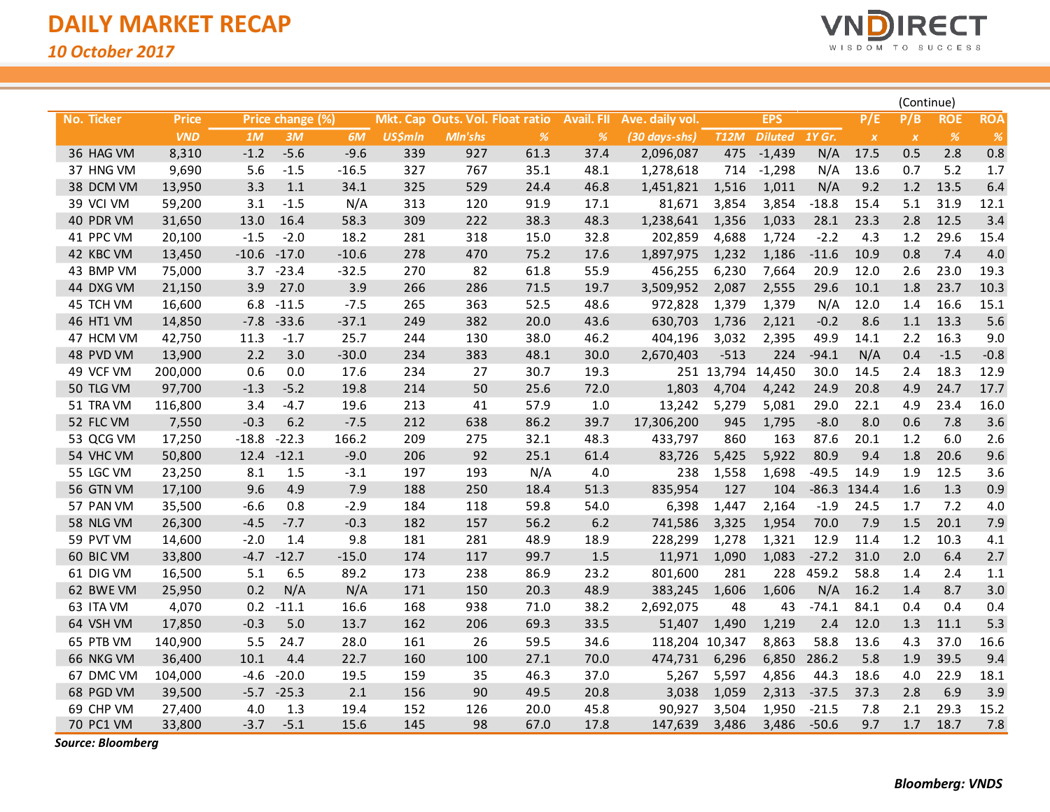# DAILY MARKET RECAP

*10 October 2017*

(Continue)

| No. | Ticker | Price | Price change (%) | | | Mkt. Cap | Outs. Vol. | Float ratio | Avail. FII | Ave. daily vol. | EPS | | | P/E | P/B | ROE | ROA |
|---|---|---|---|---|---|---|---|---|---|---|---|---|---|---|---|---|---|
| | | VND | 1M | 3M | 6M | US$mln | Mln'shs | % | % | (30 days-shs) | T12M | Diluted | 1Y Gr. | x | x | % | % |
| 36 | HAG VM | 8,310 | -1.2 | -5.6 | -9.6 | 339 | 927 | 61.3 | 37.4 | 2,096,087 | 475 | -1,439 | N/A | 17.5 | 0.5 | 2.8 | 0.8 |
| 37 | HNG VM | 9,690 | 5.6 | -1.5 | -16.5 | 327 | 767 | 35.1 | 48.1 | 1,278,618 | 714 | -1,298 | N/A | 13.6 | 0.7 | 5.2 | 1.7 |
| 38 | DCM VM | 13,950 | 3.3 | 1.1 | 34.1 | 325 | 529 | 24.4 | 46.8 | 1,451,821 | 1,516 | 1,011 | N/A | 9.2 | 1.2 | 13.5 | 6.4 |
| 39 | VCI VM | 59,200 | 3.1 | -1.5 | N/A | 313 | 120 | 91.9 | 17.1 | 81,671 | 3,854 | 3,854 | -18.8 | 15.4 | 5.1 | 31.9 | 12.1 |
| 40 | PDR VM | 31,650 | 13.0 | 16.4 | 58.3 | 309 | 222 | 38.3 | 48.3 | 1,238,641 | 1,356 | 1,033 | 28.1 | 23.3 | 2.8 | 12.5 | 3.4 |
| 41 | PPC VM | 20,100 | -1.5 | -2.0 | 18.2 | 281 | 318 | 15.0 | 32.8 | 202,859 | 4,688 | 1,724 | -2.2 | 4.3 | 1.2 | 29.6 | 15.4 |
| 42 | KBC VM | 13,450 | -10.6 | -17.0 | -10.6 | 278 | 470 | 75.2 | 17.6 | 1,897,975 | 1,232 | 1,186 | -11.6 | 10.9 | 0.8 | 7.4 | 4.0 |
| 43 | BMP VM | 75,000 | 3.7 | -23.4 | -32.5 | 270 | 82 | 61.8 | 55.9 | 456,255 | 6,230 | 7,664 | 20.9 | 12.0 | 2.6 | 23.0 | 19.3 |
| 44 | DXG VM | 21,150 | 3.9 | 27.0 | 3.9 | 266 | 286 | 71.5 | 19.7 | 3,509,952 | 2,087 | 2,555 | 29.6 | 10.1 | 1.8 | 23.7 | 10.3 |
| 45 | TCH VM | 16,600 | 6.8 | -11.5 | -7.5 | 265 | 363 | 52.5 | 48.6 | 972,828 | 1,379 | 1,379 | N/A | 12.0 | 1.4 | 16.6 | 15.1 |
| 46 | HT1 VM | 14,850 | -7.8 | -33.6 | -37.1 | 249 | 382 | 20.0 | 43.6 | 630,703 | 1,736 | 2,121 | -0.2 | 8.6 | 1.1 | 13.3 | 5.6 |
| 47 | HCM VM | 42,750 | 11.3 | -1.7 | 25.7 | 244 | 130 | 38.0 | 46.2 | 404,196 | 3,032 | 2,395 | 49.9 | 14.1 | 2.2 | 16.3 | 9.0 |
| 48 | PVD VM | 13,900 | 2.2 | 3.0 | -30.0 | 234 | 383 | 48.1 | 30.0 | 2,670,403 | -513 | 224 | -94.1 | N/A | 0.4 | -1.5 | -0.8 |
| 49 | VCF VM | 200,000 | 0.6 | 0.0 | 17.6 | 234 | 27 | 30.7 | 19.3 | 251 | 13,794 | 14,450 | 30.0 | 14.5 | 2.4 | 18.3 | 12.9 |
| 50 | TLG VM | 97,700 | -1.3 | -5.2 | 19.8 | 214 | 50 | 25.6 | 72.0 | 1,803 | 4,704 | 4,242 | 24.9 | 20.8 | 4.9 | 24.7 | 17.7 |
| 51 | TRA VM | 116,800 | 3.4 | -4.7 | 19.6 | 213 | 41 | 57.9 | 1.0 | 13,242 | 5,279 | 5,081 | 29.0 | 22.1 | 4.9 | 23.4 | 16.0 |
| 52 | FLC VM | 7,550 | -0.3 | 6.2 | -7.5 | 212 | 638 | 86.2 | 39.7 | 17,306,200 | 945 | 1,795 | -8.0 | 8.0 | 0.6 | 7.8 | 3.6 |
| 53 | QCG VM | 17,250 | -18.8 | -22.3 | 166.2 | 209 | 275 | 32.1 | 48.3 | 433,797 | 860 | 163 | 87.6 | 20.1 | 1.2 | 6.0 | 2.6 |
| 54 | VHC VM | 50,800 | 12.4 | -12.1 | -9.0 | 206 | 92 | 25.1 | 61.4 | 83,726 | 5,425 | 5,922 | 80.9 | 9.4 | 1.8 | 20.6 | 9.6 |
| 55 | LGC VM | 23,250 | 8.1 | 1.5 | -3.1 | 197 | 193 | N/A | 4.0 | 238 | 1,558 | 1,698 | -49.5 | 14.9 | 1.9 | 12.5 | 3.6 |
| 56 | GTN VM | 17,100 | 9.6 | 4.9 | 7.9 | 188 | 250 | 18.4 | 51.3 | 835,954 | 127 | 104 | -86.3 | 134.4 | 1.6 | 1.3 | 0.9 |
| 57 | PAN VM | 35,500 | -6.6 | 0.8 | -2.9 | 184 | 118 | 59.8 | 54.0 | 6,398 | 1,447 | 2,164 | -1.9 | 24.5 | 1.7 | 7.2 | 4.0 |
| 58 | NLG VM | 26,300 | -4.5 | -7.7 | -0.3 | 182 | 157 | 56.2 | 6.2 | 741,586 | 3,325 | 1,954 | 70.0 | 7.9 | 1.5 | 20.1 | 7.9 |
| 59 | PVT VM | 14,600 | -2.0 | 1.4 | 9.8 | 181 | 281 | 48.9 | 18.9 | 228,299 | 1,278 | 1,321 | 12.9 | 11.4 | 1.2 | 10.3 | 4.1 |
| 60 | BIC VM | 33,800 | -4.7 | -12.7 | -15.0 | 174 | 117 | 99.7 | 1.5 | 11,971 | 1,090 | 1,083 | -27.2 | 31.0 | 2.0 | 6.4 | 2.7 |
| 61 | DIG VM | 16,500 | 5.1 | 6.5 | 89.2 | 173 | 238 | 86.9 | 23.2 | 801,600 | 281 | 228 | 459.2 | 58.8 | 1.4 | 2.4 | 1.1 |
| 62 | BWE VM | 25,950 | 0.2 | N/A | N/A | 171 | 150 | 20.3 | 48.9 | 383,245 | 1,606 | 1,606 | N/A | 16.2 | 1.4 | 8.7 | 3.0 |
| 63 | ITA VM | 4,070 | 0.2 | -11.1 | 16.6 | 168 | 938 | 71.0 | 38.2 | 2,692,075 | 48 | 43 | -74.1 | 84.1 | 0.4 | 0.4 | 0.4 |
| 64 | VSH VM | 17,850 | -0.3 | 5.0 | 13.7 | 162 | 206 | 69.3 | 33.5 | 51,407 | 1,490 | 1,219 | 2.4 | 12.0 | 1.3 | 11.1 | 5.3 |
| 65 | PTB VM | 140,900 | 5.5 | 24.7 | 28.0 | 161 | 26 | 59.5 | 34.6 | 118,204 | 10,347 | 8,863 | 58.8 | 13.6 | 4.3 | 37.0 | 16.6 |
| 66 | NKG VM | 36,400 | 10.1 | 4.4 | 22.7 | 160 | 100 | 27.1 | 70.0 | 474,731 | 6,296 | 6,850 | 286.2 | 5.8 | 1.9 | 39.5 | 9.4 |
| 67 | DMC VM | 104,000 | -4.6 | -20.0 | 19.5 | 159 | 35 | 46.3 | 37.0 | 5,267 | 5,597 | 4,856 | 44.3 | 18.6 | 4.0 | 22.9 | 18.1 |
| 68 | PGD VM | 39,500 | -5.7 | -25.3 | 2.1 | 156 | 90 | 49.5 | 20.8 | 3,038 | 1,059 | 2,313 | -37.5 | 37.3 | 2.8 | 6.9 | 3.9 |
| 69 | CHP VM | 27,400 | 4.0 | 1.3 | 19.4 | 152 | 126 | 20.0 | 45.8 | 90,927 | 3,504 | 1,950 | -21.5 | 7.8 | 2.1 | 29.3 | 15.2 |
| 70 | PC1 VM | 33,800 | -3.7 | -5.1 | 15.6 | 145 | 98 | 67.0 | 17.8 | 147,639 | 3,486 | 3,486 | -50.6 | 9.7 | 1.7 | 18.7 | 7.8 |

***Source: Bloomberg***

***Bloomberg: VNDS***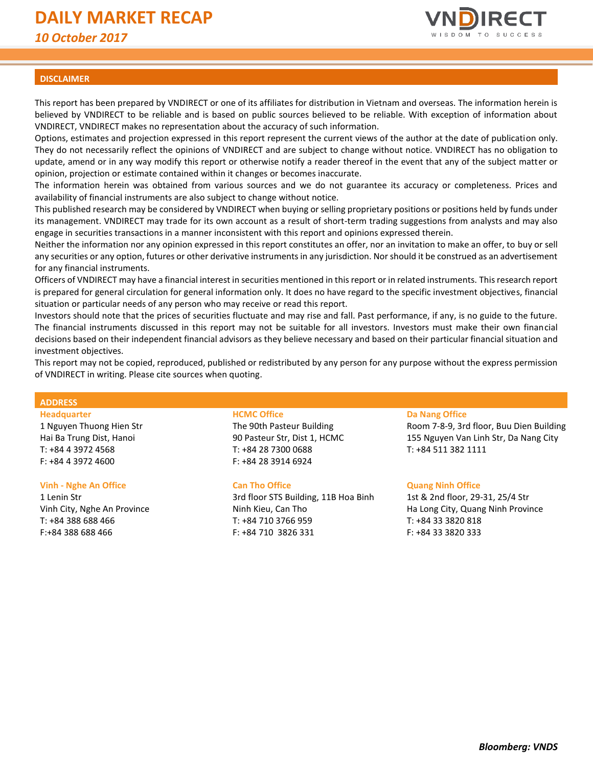## DISCLAIMER

This report has been prepared by VNDIRECT or one of its affiliates for distribution in Vietnam and overseas. The information herein is believed by VNDIRECT to be reliable and is based on public sources believed to be reliable. With exception of information about VNDIRECT, VNDIRECT makes no representation about the accuracy of such information.
Options, estimates and projection expressed in this report represent the current views of the author at the date of publication only. They do not necessarily reflect the opinions of VNDIRECT and are subject to change without notice. VNDIRECT has no obligation to update, amend or in any way modify this report or otherwise notify a reader thereof in the event that any of the subject matter or opinion, projection or estimate contained within it changes or becomes inaccurate.
The information herein was obtained from various sources and we do not guarantee its accuracy or completeness. Prices and availability of financial instruments are also subject to change without notice.
This published research may be considered by VNDIRECT when buying or selling proprietary positions or positions held by funds under its management. VNDIRECT may trade for its own account as a result of short-term trading suggestions from analysts and may also engage in securities transactions in a manner inconsistent with this report and opinions expressed therein.
Neither the information nor any opinion expressed in this report constitutes an offer, nor an invitation to make an offer, to buy or sell any securities or any option, futures or other derivative instruments in any jurisdiction. Nor should it be construed as an advertisement for any financial instruments.
Officers of VNDIRECT may have a financial interest in securities mentioned in this report or in related instruments. This research report is prepared for general circulation for general information only. It does no have regard to the specific investment objectives, financial situation or particular needs of any person who may receive or read this report.
Investors should note that the prices of securities fluctuate and may rise and fall. Past performance, if any, is no guide to the future. The financial instruments discussed in this report may not be suitable for all investors. Investors must make their own financial decisions based on their independent financial advisors as they believe necessary and based on their particular financial situation and investment objectives.
This report may not be copied, reproduced, published or redistributed by any person for any purpose without the express permission of VNDIRECT in writing. Please cite sources when quoting.

## ADDRESS

**Headquarter**
1 Nguyen Thuong Hien Str
Hai Ba Trung Dist, Hanoi
T: +84 4 3972 4568
F: +84 4 3972 4600

**HCMC Office**
The 90th Pasteur Building
90 Pasteur Str, Dist 1, HCMC
T: +84 28 7300 0688
F: +84 28 3914 6924

**Da Nang Office**
Room 7-8-9, 3rd floor, Buu Dien Building
155 Nguyen Van Linh Str, Da Nang City
T: +84 511 382 1111

**Vinh - Nghe An Office**
1 Lenin Str
Vinh City, Nghe An Province
T: +84 388 688 466
F:+84 388 688 466

**Can Tho Office**
3rd floor STS Building, 11B Hoa Binh
Ninh Kieu, Can Tho
T: +84 710 3766 959
F: +84 710 3826 331

**Quang Ninh Office**
1st & 2nd floor, 29-31, 25/4 Str
Ha Long City, Quang Ninh Province
T: +84 33 3820 818
F: +84 33 3820 333